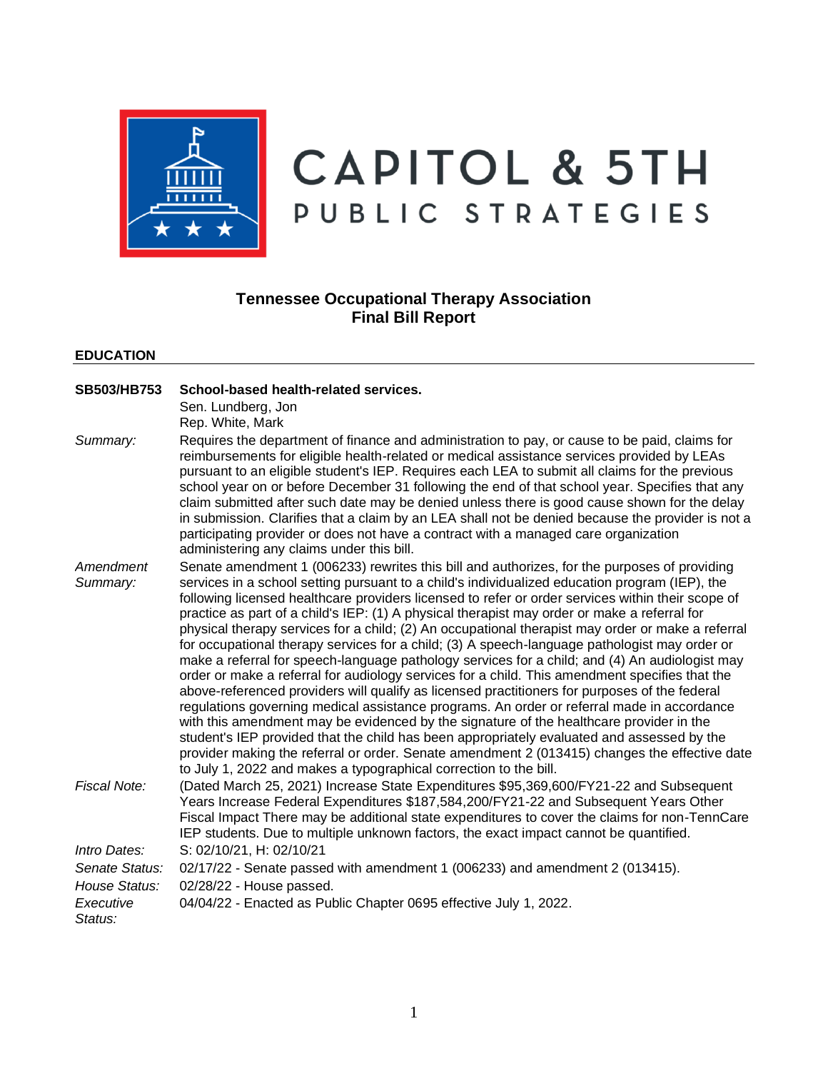# CAPITOL & 5TH PUBLIC STRATEGIES

## Tennessee Occupational Therapy Association
## Final Bill Report

### EDUCATION

| | |
|---|---|
| **SB503/HB753** | **School-based health-related services.**<br>Sen. Lundberg, Jon<br>Rep. White, Mark |
| *Summary:* | Requires the department of finance and administration to pay, or cause to be paid, claims for reimbursements for eligible health-related or medical assistance services provided by LEAs pursuant to an eligible student's IEP. Requires each LEA to submit all claims for the previous school year on or before December 31 following the end of that school year. Specifies that any claim submitted after such date may be denied unless there is good cause shown for the delay in submission. Clarifies that a claim by an LEA shall not be denied because the provider is not a participating provider or does not have a contract with a managed care organization administering any claims under this bill. |
| *Amendment Summary:* | Senate amendment 1 (006233) rewrites this bill and authorizes, for the purposes of providing services in a school setting pursuant to a child's individualized education program (IEP), the following licensed healthcare providers licensed to refer or order services within their scope of practice as part of a child's IEP: (1) A physical therapist may order or make a referral for physical therapy services for a child; (2) An occupational therapist may order or make a referral for occupational therapy services for a child; (3) A speech-language pathologist may order or make a referral for speech-language pathology services for a child; and (4) An audiologist may order or make a referral for audiology services for a child. This amendment specifies that the above-referenced providers will qualify as licensed practitioners for purposes of the federal regulations governing medical assistance programs. An order or referral made in accordance with this amendment may be evidenced by the signature of the healthcare provider in the student's IEP provided that the child has been appropriately evaluated and assessed by the provider making the referral or order. Senate amendment 2 (013415) changes the effective date to July 1, 2022 and makes a typographical correction to the bill. |
| *Fiscal Note:* | (Dated March 25, 2021) Increase State Expenditures $95,369,600/FY21-22 and Subsequent Years Increase Federal Expenditures $187,584,200/FY21-22 and Subsequent Years Other Fiscal Impact There may be additional state expenditures to cover the claims for non-TennCare IEP students. Due to multiple unknown factors, the exact impact cannot be quantified. |
| *Intro Dates:* | S: 02/10/21, H: 02/10/21 |
| *Senate Status:* | 02/17/22 - Senate passed with amendment 1 (006233) and amendment 2 (013415). |
| *House Status:* | 02/28/22 - House passed. |
| *Executive Status:* | 04/04/22 - Enacted as Public Chapter 0695 effective July 1, 2022. |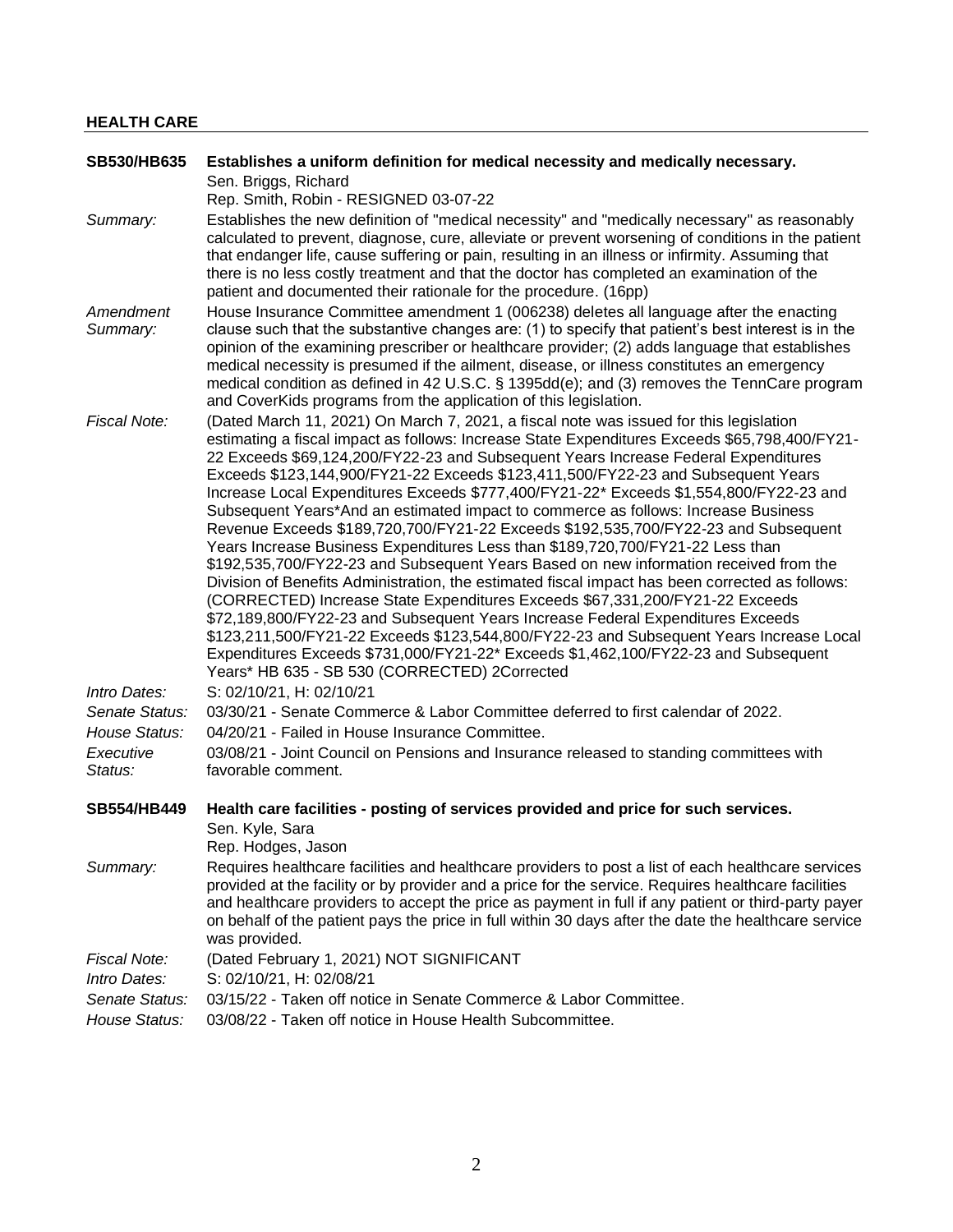## HEALTH CARE

**SB530/HB635** **Establishes a uniform definition for medical necessity and medically necessary.**
Sen. Briggs, Richard
Rep. Smith, Robin - RESIGNED 03-07-22

*Summary:* Establishes the new definition of "medical necessity" and "medically necessary" as reasonably calculated to prevent, diagnose, cure, alleviate or prevent worsening of conditions in the patient that endanger life, cause suffering or pain, resulting in an illness or infirmity. Assuming that there is no less costly treatment and that the doctor has completed an examination of the patient and documented their rationale for the procedure. (16pp)

*Amendment Summary:* House Insurance Committee amendment 1 (006238) deletes all language after the enacting clause such that the substantive changes are: (1) to specify that patient's best interest is in the opinion of the examining prescriber or healthcare provider; (2) adds language that establishes medical necessity is presumed if the ailment, disease, or illness constitutes an emergency medical condition as defined in 42 U.S.C. § 1395dd(e); and (3) removes the TennCare program and CoverKids programs from the application of this legislation.

*Fiscal Note:* (Dated March 11, 2021) On March 7, 2021, a fiscal note was issued for this legislation estimating a fiscal impact as follows: Increase State Expenditures Exceeds $65,798,400/FY21-22 Exceeds $69,124,200/FY22-23 and Subsequent Years Increase Federal Expenditures Exceeds $123,144,900/FY21-22 Exceeds $123,411,500/FY22-23 and Subsequent Years Increase Local Expenditures Exceeds $777,400/FY21-22* Exceeds $1,554,800/FY22-23 and Subsequent Years*And an estimated impact to commerce as follows: Increase Business Revenue Exceeds $189,720,700/FY21-22 Exceeds $192,535,700/FY22-23 and Subsequent Years Increase Business Expenditures Less than $189,720,700/FY21-22 Less than $192,535,700/FY22-23 and Subsequent Years Based on new information received from the Division of Benefits Administration, the estimated fiscal impact has been corrected as follows: (CORRECTED) Increase State Expenditures Exceeds $67,331,200/FY21-22 Exceeds $72,189,800/FY22-23 and Subsequent Years Increase Federal Expenditures Exceeds $123,211,500/FY21-22 Exceeds $123,544,800/FY22-23 and Subsequent Years Increase Local Expenditures Exceeds $731,000/FY21-22* Exceeds $1,462,100/FY22-23 and Subsequent Years* HB 635 - SB 530 (CORRECTED) 2Corrected

*Intro Dates:* S: 02/10/21, H: 02/10/21

*Senate Status:* 03/30/21 - Senate Commerce & Labor Committee deferred to first calendar of 2022.

*House Status:* 04/20/21 - Failed in House Insurance Committee.

*Executive Status:* 03/08/21 - Joint Council on Pensions and Insurance released to standing committees with favorable comment.

**SB554/HB449** **Health care facilities - posting of services provided and price for such services.**
Sen. Kyle, Sara
Rep. Hodges, Jason

*Summary:* Requires healthcare facilities and healthcare providers to post a list of each healthcare services provided at the facility or by provider and a price for the service. Requires healthcare facilities and healthcare providers to accept the price as payment in full if any patient or third-party payer on behalf of the patient pays the price in full within 30 days after the date the healthcare service was provided.

*Fiscal Note:* (Dated February 1, 2021) NOT SIGNIFICANT

*Intro Dates:* S: 02/10/21, H: 02/08/21

*Senate Status:* 03/15/22 - Taken off notice in Senate Commerce & Labor Committee.

*House Status:* 03/08/22 - Taken off notice in House Health Subcommittee.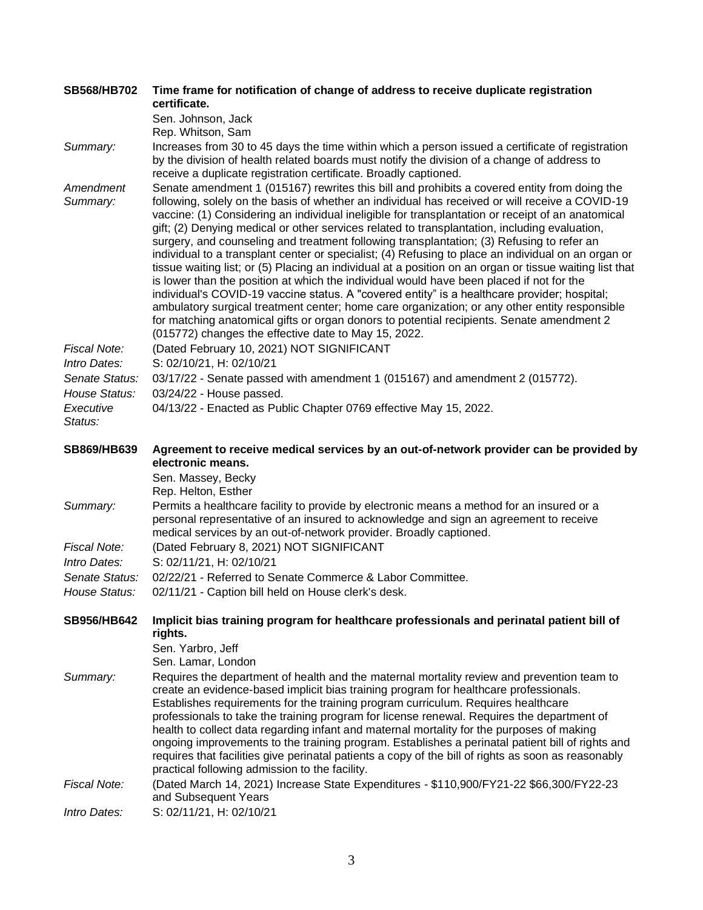**SB568/HB702** **Time frame for notification of change of address to receive duplicate registration certificate.**

Sen. Johnson, Jack
Rep. Whitson, Sam

*Summary:* Increases from 30 to 45 days the time within which a person issued a certificate of registration by the division of health related boards must notify the division of a change of address to receive a duplicate registration certificate. Broadly captioned.

*Amendment Summary:* Senate amendment 1 (015167) rewrites this bill and prohibits a covered entity from doing the following, solely on the basis of whether an individual has received or will receive a COVID-19 vaccine: (1) Considering an individual ineligible for transplantation or receipt of an anatomical gift; (2) Denying medical or other services related to transplantation, including evaluation, surgery, and counseling and treatment following transplantation; (3) Refusing to refer an individual to a transplant center or specialist; (4) Refusing to place an individual on an organ or tissue waiting list; or (5) Placing an individual at a position on an organ or tissue waiting list that is lower than the position at which the individual would have been placed if not for the individual's COVID-19 vaccine status. A "covered entity" is a healthcare provider; hospital; ambulatory surgical treatment center; home care organization; or any other entity responsible for matching anatomical gifts or organ donors to potential recipients. Senate amendment 2 (015772) changes the effective date to May 15, 2022.

*Fiscal Note:* (Dated February 10, 2021) NOT SIGNIFICANT

*Intro Dates:* S: 02/10/21, H: 02/10/21

*Senate Status:* 03/17/22 - Senate passed with amendment 1 (015167) and amendment 2 (015772).

*House Status:* 03/24/22 - House passed.

*Executive Status:* 04/13/22 - Enacted as Public Chapter 0769 effective May 15, 2022.

**SB869/HB639** **Agreement to receive medical services by an out-of-network provider can be provided by electronic means.**

Sen. Massey, Becky
Rep. Helton, Esther

*Summary:* Permits a healthcare facility to provide by electronic means a method for an insured or a personal representative of an insured to acknowledge and sign an agreement to receive medical services by an out-of-network provider. Broadly captioned.

*Fiscal Note:* (Dated February 8, 2021) NOT SIGNIFICANT

*Intro Dates:* S: 02/11/21, H: 02/10/21

*Senate Status:* 02/22/21 - Referred to Senate Commerce & Labor Committee.

*House Status:* 02/11/21 - Caption bill held on House clerk's desk.

**SB956/HB642** **Implicit bias training program for healthcare professionals and perinatal patient bill of rights.**

Sen. Yarbro, Jeff
Sen. Lamar, London

*Summary:* Requires the department of health and the maternal mortality review and prevention team to create an evidence-based implicit bias training program for healthcare professionals. Establishes requirements for the training program curriculum. Requires healthcare professionals to take the training program for license renewal. Requires the department of health to collect data regarding infant and maternal mortality for the purposes of making ongoing improvements to the training program. Establishes a perinatal patient bill of rights and requires that facilities give perinatal patients a copy of the bill of rights as soon as reasonably practical following admission to the facility.

*Fiscal Note:* (Dated March 14, 2021) Increase State Expenditures - $110,900/FY21-22 $66,300/FY22-23 and Subsequent Years

*Intro Dates:* S: 02/11/21, H: 02/10/21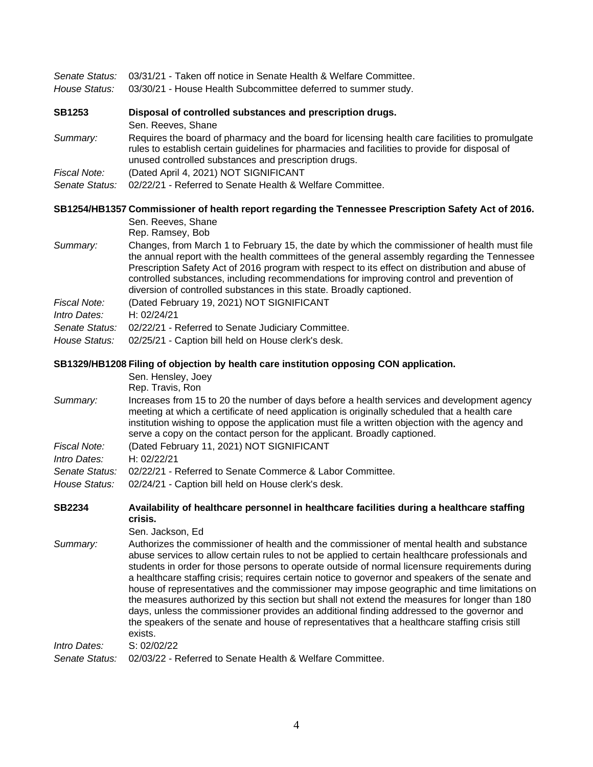*Senate Status:* 03/31/21 - Taken off notice in Senate Health & Welfare Committee.
*House Status:* 03/30/21 - House Health Subcommittee deferred to summer study.

**SB1253** **Disposal of controlled substances and prescription drugs.**
Sen. Reeves, Shane
*Summary:* Requires the board of pharmacy and the board for licensing health care facilities to promulgate rules to establish certain guidelines for pharmacies and facilities to provide for disposal of unused controlled substances and prescription drugs.
*Fiscal Note:* (Dated April 4, 2021) NOT SIGNIFICANT
*Senate Status:* 02/22/21 - Referred to Senate Health & Welfare Committee.

**SB1254/HB1357 Commissioner of health report regarding the Tennessee Prescription Safety Act of 2016.**
Sen. Reeves, Shane
Rep. Ramsey, Bob
*Summary:* Changes, from March 1 to February 15, the date by which the commissioner of health must file the annual report with the health committees of the general assembly regarding the Tennessee Prescription Safety Act of 2016 program with respect to its effect on distribution and abuse of controlled substances, including recommendations for improving control and prevention of diversion of controlled substances in this state. Broadly captioned.
*Fiscal Note:* (Dated February 19, 2021) NOT SIGNIFICANT
*Intro Dates:* H: 02/24/21
*Senate Status:* 02/22/21 - Referred to Senate Judiciary Committee.
*House Status:* 02/25/21 - Caption bill held on House clerk's desk.

**SB1329/HB1208 Filing of objection by health care institution opposing CON application.**
Sen. Hensley, Joey
Rep. Travis, Ron
*Summary:* Increases from 15 to 20 the number of days before a health services and development agency meeting at which a certificate of need application is originally scheduled that a health care institution wishing to oppose the application must file a written objection with the agency and serve a copy on the contact person for the applicant. Broadly captioned.
*Fiscal Note:* (Dated February 11, 2021) NOT SIGNIFICANT
*Intro Dates:* H: 02/22/21
*Senate Status:* 02/22/21 - Referred to Senate Commerce & Labor Committee.
*House Status:* 02/24/21 - Caption bill held on House clerk's desk.

**SB2234** **Availability of healthcare personnel in healthcare facilities during a healthcare staffing crisis.**
Sen. Jackson, Ed
*Summary:* Authorizes the commissioner of health and the commissioner of mental health and substance abuse services to allow certain rules to not be applied to certain healthcare professionals and students in order for those persons to operate outside of normal licensure requirements during a healthcare staffing crisis; requires certain notice to governor and speakers of the senate and house of representatives and the commissioner may impose geographic and time limitations on the measures authorized by this section but shall not extend the measures for longer than 180 days, unless the commissioner provides an additional finding addressed to the governor and the speakers of the senate and house of representatives that a healthcare staffing crisis still exists.
*Intro Dates:* S: 02/02/22
*Senate Status:* 02/03/22 - Referred to Senate Health & Welfare Committee.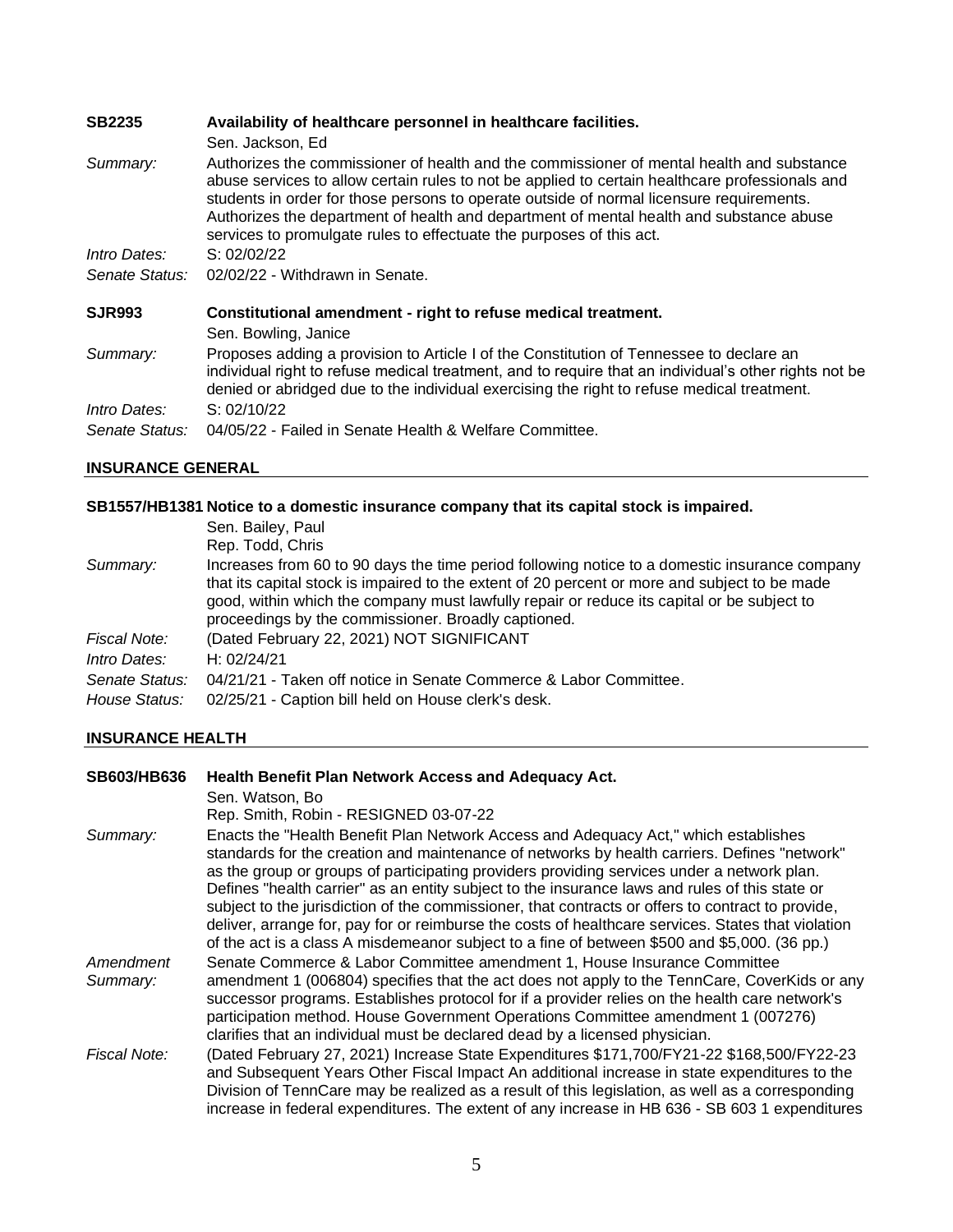**SB2235** **Availability of healthcare personnel in healthcare facilities.**

Sen. Jackson, Ed

*Summary:* Authorizes the commissioner of health and the commissioner of mental health and substance abuse services to allow certain rules to not be applied to certain healthcare professionals and students in order for those persons to operate outside of normal licensure requirements. Authorizes the department of health and department of mental health and substance abuse services to promulgate rules to effectuate the purposes of this act.

*Intro Dates:* S: 02/02/22

*Senate Status:* 02/02/22 - Withdrawn in Senate.

**SJR993** **Constitutional amendment - right to refuse medical treatment.**

Sen. Bowling, Janice

*Summary:* Proposes adding a provision to Article I of the Constitution of Tennessee to declare an individual right to refuse medical treatment, and to require that an individual's other rights not be denied or abridged due to the individual exercising the right to refuse medical treatment.

*Intro Dates:* S: 02/10/22

*Senate Status:* 04/05/22 - Failed in Senate Health & Welfare Committee.

## INSURANCE GENERAL

**SB1557/HB1381 Notice to a domestic insurance company that its capital stock is impaired.**

Sen. Bailey, Paul
Rep. Todd, Chris

*Summary:* Increases from 60 to 90 days the time period following notice to a domestic insurance company that its capital stock is impaired to the extent of 20 percent or more and subject to be made good, within which the company must lawfully repair or reduce its capital or be subject to proceedings by the commissioner. Broadly captioned.

*Fiscal Note:* (Dated February 22, 2021) NOT SIGNIFICANT

*Intro Dates:* H: 02/24/21

*Senate Status:* 04/21/21 - Taken off notice in Senate Commerce & Labor Committee.

*House Status:* 02/25/21 - Caption bill held on House clerk's desk.

## INSURANCE HEALTH

**SB603/HB636** **Health Benefit Plan Network Access and Adequacy Act.**

Sen. Watson, Bo
Rep. Smith, Robin - RESIGNED 03-07-22

*Summary:* Enacts the "Health Benefit Plan Network Access and Adequacy Act," which establishes standards for the creation and maintenance of networks by health carriers. Defines "network" as the group or groups of participating providers providing services under a network plan. Defines "health carrier" as an entity subject to the insurance laws and rules of this state or subject to the jurisdiction of the commissioner, that contracts or offers to contract to provide, deliver, arrange for, pay for or reimburse the costs of healthcare services. States that violation of the act is a class A misdemeanor subject to a fine of between $500 and $5,000. (36 pp.)

*Amendment Summary:* Senate Commerce & Labor Committee amendment 1, House Insurance Committee amendment 1 (006804) specifies that the act does not apply to the TennCare, CoverKids or any successor programs. Establishes protocol for if a provider relies on the health care network's participation method. House Government Operations Committee amendment 1 (007276) clarifies that an individual must be declared dead by a licensed physician.

*Fiscal Note:* (Dated February 27, 2021) Increase State Expenditures $171,700/FY21-22 $168,500/FY22-23 and Subsequent Years Other Fiscal Impact An additional increase in state expenditures to the Division of TennCare may be realized as a result of this legislation, as well as a corresponding increase in federal expenditures. The extent of any increase in HB 636 - SB 603 1 expenditures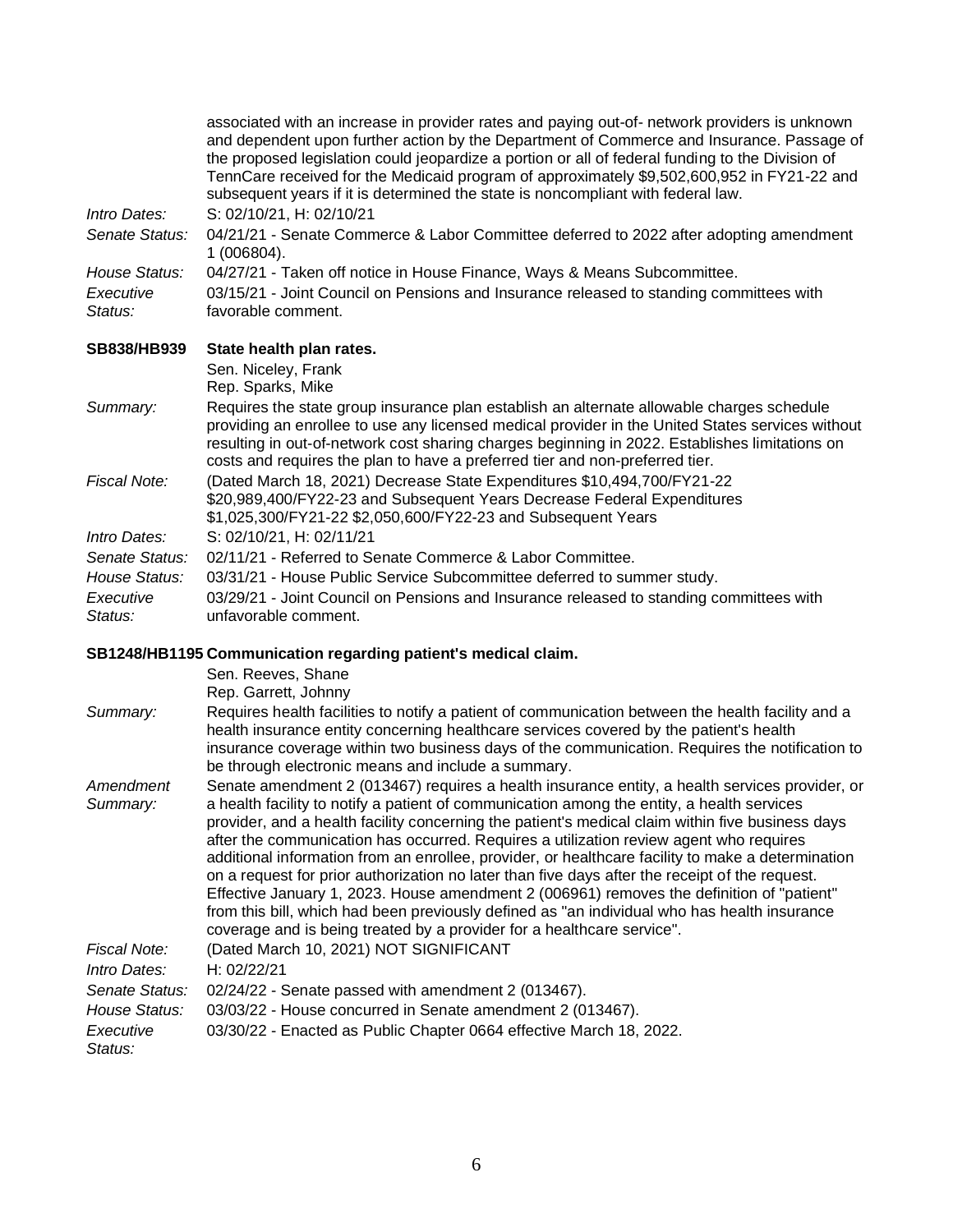associated with an increase in provider rates and paying out-of- network providers is unknown and dependent upon further action by the Department of Commerce and Insurance. Passage of the proposed legislation could jeopardize a portion or all of federal funding to the Division of TennCare received for the Medicaid program of approximately $9,502,600,952 in FY21-22 and subsequent years if it is determined the state is noncompliant with federal law.

*Intro Dates:* S: 02/10/21, H: 02/10/21

*Senate Status:* 04/21/21 - Senate Commerce & Labor Committee deferred to 2022 after adopting amendment 1 (006804).

*House Status:* 04/27/21 - Taken off notice in House Finance, Ways & Means Subcommittee.

*Executive Status:* 03/15/21 - Joint Council on Pensions and Insurance released to standing committees with favorable comment.

**SB838/HB939 State health plan rates.**

Sen. Niceley, Frank
Rep. Sparks, Mike

*Summary:* Requires the state group insurance plan establish an alternate allowable charges schedule providing an enrollee to use any licensed medical provider in the United States services without resulting in out-of-network cost sharing charges beginning in 2022. Establishes limitations on costs and requires the plan to have a preferred tier and non-preferred tier.

*Fiscal Note:* (Dated March 18, 2021) Decrease State Expenditures $10,494,700/FY21-22 $20,989,400/FY22-23 and Subsequent Years Decrease Federal Expenditures $1,025,300/FY21-22 $2,050,600/FY22-23 and Subsequent Years

*Intro Dates:* S: 02/10/21, H: 02/11/21

*Senate Status:* 02/11/21 - Referred to Senate Commerce & Labor Committee.

*House Status:* 03/31/21 - House Public Service Subcommittee deferred to summer study.

*Executive Status:* 03/29/21 - Joint Council on Pensions and Insurance released to standing committees with unfavorable comment.

**SB1248/HB1195 Communication regarding patient's medical claim.**

Sen. Reeves, Shane
Rep. Garrett, Johnny

*Summary:* Requires health facilities to notify a patient of communication between the health facility and a health insurance entity concerning healthcare services covered by the patient's health insurance coverage within two business days of the communication. Requires the notification to be through electronic means and include a summary.

*Amendment Summary:* Senate amendment 2 (013467) requires a health insurance entity, a health services provider, or a health facility to notify a patient of communication among the entity, a health services provider, and a health facility concerning the patient's medical claim within five business days after the communication has occurred. Requires a utilization review agent who requires additional information from an enrollee, provider, or healthcare facility to make a determination on a request for prior authorization no later than five days after the receipt of the request. Effective January 1, 2023. House amendment 2 (006961) removes the definition of "patient" from this bill, which had been previously defined as "an individual who has health insurance coverage and is being treated by a provider for a healthcare service".

*Fiscal Note:* (Dated March 10, 2021) NOT SIGNIFICANT

*Intro Dates:* H: 02/22/21

*Senate Status:* 02/24/22 - Senate passed with amendment 2 (013467).

*House Status:* 03/03/22 - House concurred in Senate amendment 2 (013467).

*Executive Status:* 03/30/22 - Enacted as Public Chapter 0664 effective March 18, 2022.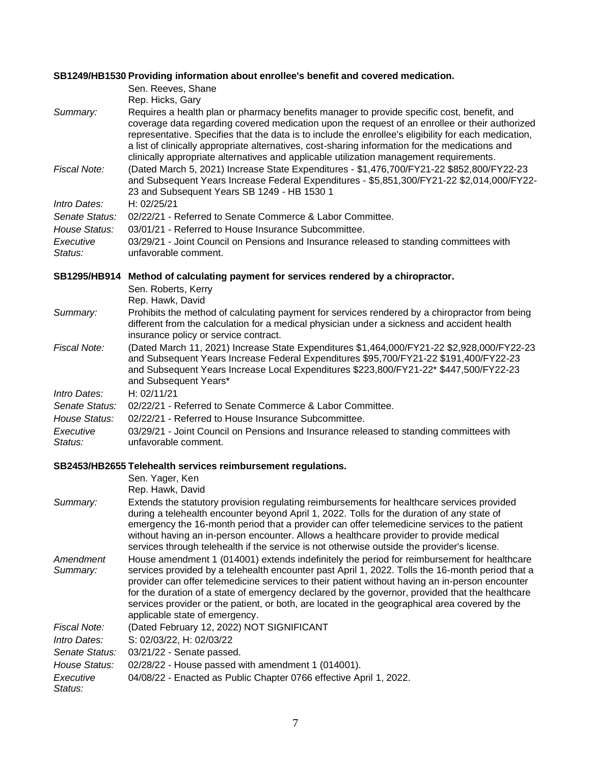**SB1249/HB1530 Providing information about enrollee's benefit and covered medication.**

Sen. Reeves, Shane
Rep. Hicks, Gary

*Summary:* Requires a health plan or pharmacy benefits manager to provide specific cost, benefit, and coverage data regarding covered medication upon the request of an enrollee or their authorized representative. Specifies that the data is to include the enrollee's eligibility for each medication, a list of clinically appropriate alternatives, cost-sharing information for the medications and clinically appropriate alternatives and applicable utilization management requirements.

*Fiscal Note:* (Dated March 5, 2021) Increase State Expenditures - $1,476,700/FY21-22 $852,800/FY22-23 and Subsequent Years Increase Federal Expenditures - $5,851,300/FY21-22 $2,014,000/FY22-23 and Subsequent Years SB 1249 - HB 1530 1

*Intro Dates:* H: 02/25/21

*Senate Status:* 02/22/21 - Referred to Senate Commerce & Labor Committee.

*House Status:* 03/01/21 - Referred to House Insurance Subcommittee.

*Executive Status:* 03/29/21 - Joint Council on Pensions and Insurance released to standing committees with unfavorable comment.

**SB1295/HB914 Method of calculating payment for services rendered by a chiropractor.**

Sen. Roberts, Kerry
Rep. Hawk, David

*Summary:* Prohibits the method of calculating payment for services rendered by a chiropractor from being different from the calculation for a medical physician under a sickness and accident health insurance policy or service contract.

*Fiscal Note:* (Dated March 11, 2021) Increase State Expenditures $1,464,000/FY21-22 $2,928,000/FY22-23 and Subsequent Years Increase Federal Expenditures $95,700/FY21-22 $191,400/FY22-23 and Subsequent Years Increase Local Expenditures $223,800/FY21-22* $447,500/FY22-23 and Subsequent Years*

*Intro Dates:* H: 02/11/21

*Senate Status:* 02/22/21 - Referred to Senate Commerce & Labor Committee.

*House Status:* 02/22/21 - Referred to House Insurance Subcommittee.

*Executive Status:* 03/29/21 - Joint Council on Pensions and Insurance released to standing committees with unfavorable comment.

**SB2453/HB2655 Telehealth services reimbursement regulations.**

Sen. Yager, Ken
Rep. Hawk, David

*Summary:* Extends the statutory provision regulating reimbursements for healthcare services provided during a telehealth encounter beyond April 1, 2022. Tolls for the duration of any state of emergency the 16-month period that a provider can offer telemedicine services to the patient without having an in-person encounter. Allows a healthcare provider to provide medical services through telehealth if the service is not otherwise outside the provider's license.

*Amendment Summary:* House amendment 1 (014001) extends indefinitely the period for reimbursement for healthcare services provided by a telehealth encounter past April 1, 2022. Tolls the 16-month period that a provider can offer telemedicine services to their patient without having an in-person encounter for the duration of a state of emergency declared by the governor, provided that the healthcare services provider or the patient, or both, are located in the geographical area covered by the applicable state of emergency.

*Fiscal Note:* (Dated February 12, 2022) NOT SIGNIFICANT

*Intro Dates:* S: 02/03/22, H: 02/03/22

*Senate Status:* 03/21/22 - Senate passed.

*House Status:* 02/28/22 - House passed with amendment 1 (014001).

*Executive Status:* 04/08/22 - Enacted as Public Chapter 0766 effective April 1, 2022.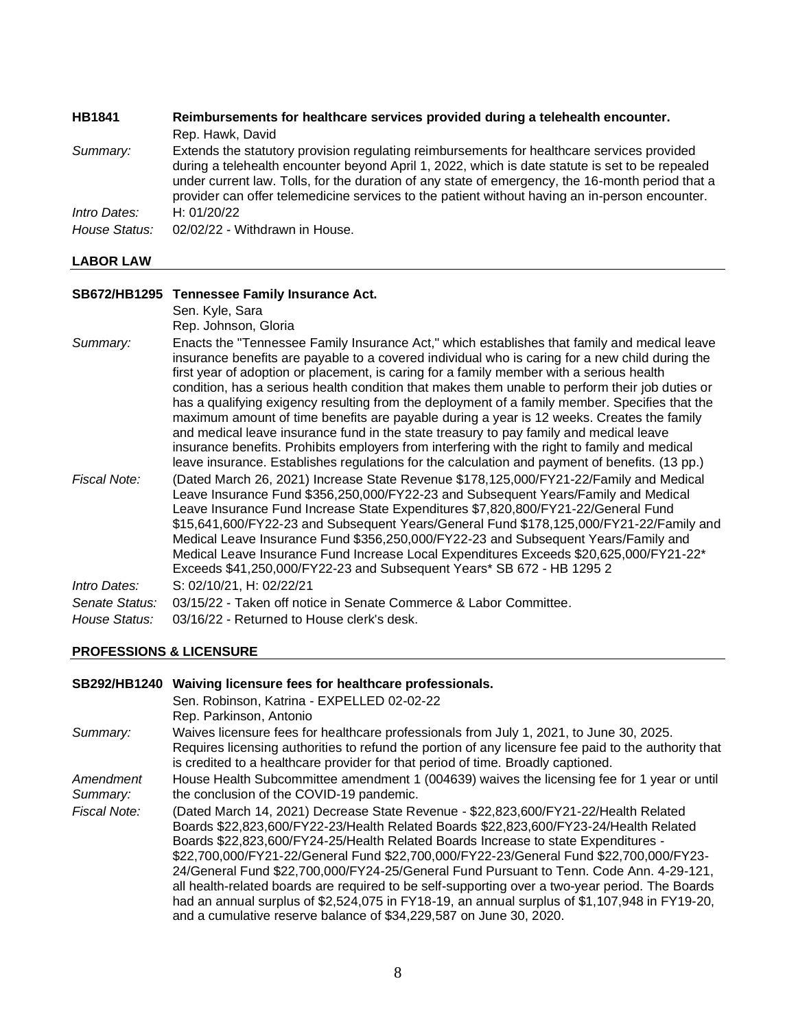**HB1841** **Reimbursements for healthcare services provided during a telehealth encounter.**
Rep. Hawk, David

*Summary:* Extends the statutory provision regulating reimbursements for healthcare services provided during a telehealth encounter beyond April 1, 2022, which is date statute is set to be repealed under current law. Tolls, for the duration of any state of emergency, the 16-month period that a provider can offer telemedicine services to the patient without having an in-person encounter.

*Intro Dates:* H: 01/20/22

*House Status:* 02/02/22 - Withdrawn in House.

## LABOR LAW

**SB672/HB1295** **Tennessee Family Insurance Act.**
Sen. Kyle, Sara
Rep. Johnson, Gloria

*Summary:* Enacts the "Tennessee Family Insurance Act," which establishes that family and medical leave insurance benefits are payable to a covered individual who is caring for a new child during the first year of adoption or placement, is caring for a family member with a serious health condition, has a serious health condition that makes them unable to perform their job duties or has a qualifying exigency resulting from the deployment of a family member. Specifies that the maximum amount of time benefits are payable during a year is 12 weeks. Creates the family and medical leave insurance fund in the state treasury to pay family and medical leave insurance benefits. Prohibits employers from interfering with the right to family and medical leave insurance. Establishes regulations for the calculation and payment of benefits. (13 pp.)

*Fiscal Note:* (Dated March 26, 2021) Increase State Revenue $178,125,000/FY21-22/Family and Medical Leave Insurance Fund $356,250,000/FY22-23 and Subsequent Years/Family and Medical Leave Insurance Fund Increase State Expenditures $7,820,800/FY21-22/General Fund $15,641,600/FY22-23 and Subsequent Years/General Fund $178,125,000/FY21-22/Family and Medical Leave Insurance Fund $356,250,000/FY22-23 and Subsequent Years/Family and Medical Leave Insurance Fund Increase Local Expenditures Exceeds $20,625,000/FY21-22* Exceeds $41,250,000/FY22-23 and Subsequent Years* SB 672 - HB 1295 2

*Intro Dates:* S: 02/10/21, H: 02/22/21

*Senate Status:* 03/15/22 - Taken off notice in Senate Commerce & Labor Committee.

*House Status:* 03/16/22 - Returned to House clerk's desk.

## PROFESSIONS & LICENSURE

**SB292/HB1240** **Waiving licensure fees for healthcare professionals.**
Sen. Robinson, Katrina - EXPELLED 02-02-22
Rep. Parkinson, Antonio

*Summary:* Waives licensure fees for healthcare professionals from July 1, 2021, to June 30, 2025. Requires licensing authorities to refund the portion of any licensure fee paid to the authority that is credited to a healthcare provider for that period of time. Broadly captioned.

*Amendment Summary:* House Health Subcommittee amendment 1 (004639) waives the licensing fee for 1 year or until the conclusion of the COVID-19 pandemic.

*Fiscal Note:* (Dated March 14, 2021) Decrease State Revenue - $22,823,600/FY21-22/Health Related Boards $22,823,600/FY22-23/Health Related Boards $22,823,600/FY23-24/Health Related Boards $22,823,600/FY24-25/Health Related Boards Increase to state Expenditures - $22,700,000/FY21-22/General Fund $22,700,000/FY22-23/General Fund $22,700,000/FY23-24/General Fund $22,700,000/FY24-25/General Fund Pursuant to Tenn. Code Ann. 4-29-121, all health-related boards are required to be self-supporting over a two-year period. The Boards had an annual surplus of $2,524,075 in FY18-19, an annual surplus of $1,107,948 in FY19-20, and a cumulative reserve balance of $34,229,587 on June 30, 2020.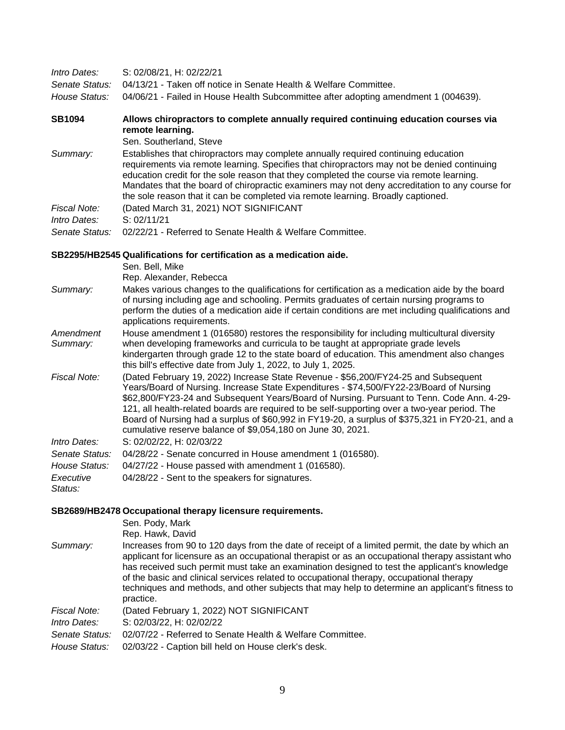*Intro Dates:* S: 02/08/21, H: 02/22/21

*Senate Status:* 04/13/21 - Taken off notice in Senate Health & Welfare Committee.

*House Status:* 04/06/21 - Failed in House Health Subcommittee after adopting amendment 1 (004639).

**SB1094** **Allows chiropractors to complete annually required continuing education courses via remote learning.**

Sen. Southerland, Steve

*Summary:* Establishes that chiropractors may complete annually required continuing education requirements via remote learning. Specifies that chiropractors may not be denied continuing education credit for the sole reason that they completed the course via remote learning. Mandates that the board of chiropractic examiners may not deny accreditation to any course for the sole reason that it can be completed via remote learning. Broadly captioned.

*Fiscal Note:* (Dated March 31, 2021) NOT SIGNIFICANT

*Intro Dates:* S: 02/11/21

*Senate Status:* 02/22/21 - Referred to Senate Health & Welfare Committee.

**SB2295/HB2545 Qualifications for certification as a medication aide.**

Sen. Bell, Mike
Rep. Alexander, Rebecca

*Summary:* Makes various changes to the qualifications for certification as a medication aide by the board of nursing including age and schooling. Permits graduates of certain nursing programs to perform the duties of a medication aide if certain conditions are met including qualifications and applications requirements.

*Amendment Summary:* House amendment 1 (016580) restores the responsibility for including multicultural diversity when developing frameworks and curricula to be taught at appropriate grade levels kindergarten through grade 12 to the state board of education. This amendment also changes this bill's effective date from July 1, 2022, to July 1, 2025.

*Fiscal Note:* (Dated February 19, 2022) Increase State Revenue - $56,200/FY24-25 and Subsequent Years/Board of Nursing. Increase State Expenditures - $74,500/FY22-23/Board of Nursing $62,800/FY23-24 and Subsequent Years/Board of Nursing. Pursuant to Tenn. Code Ann. 4-29-121, all health-related boards are required to be self-supporting over a two-year period. The Board of Nursing had a surplus of $60,992 in FY19-20, a surplus of $375,321 in FY20-21, and a cumulative reserve balance of $9,054,180 on June 30, 2021.

*Intro Dates:* S: 02/02/22, H: 02/03/22

*Senate Status:* 04/28/22 - Senate concurred in House amendment 1 (016580).

*House Status:* 04/27/22 - House passed with amendment 1 (016580).

*Executive Status:* 04/28/22 - Sent to the speakers for signatures.

**SB2689/HB2478 Occupational therapy licensure requirements.**

Sen. Pody, Mark
Rep. Hawk, David

*Summary:* Increases from 90 to 120 days from the date of receipt of a limited permit, the date by which an applicant for licensure as an occupational therapist or as an occupational therapy assistant who has received such permit must take an examination designed to test the applicant's knowledge of the basic and clinical services related to occupational therapy, occupational therapy techniques and methods, and other subjects that may help to determine an applicant's fitness to practice.

*Fiscal Note:* (Dated February 1, 2022) NOT SIGNIFICANT

*Intro Dates:* S: 02/03/22, H: 02/02/22

*Senate Status:* 02/07/22 - Referred to Senate Health & Welfare Committee.

*House Status:* 02/03/22 - Caption bill held on House clerk's desk.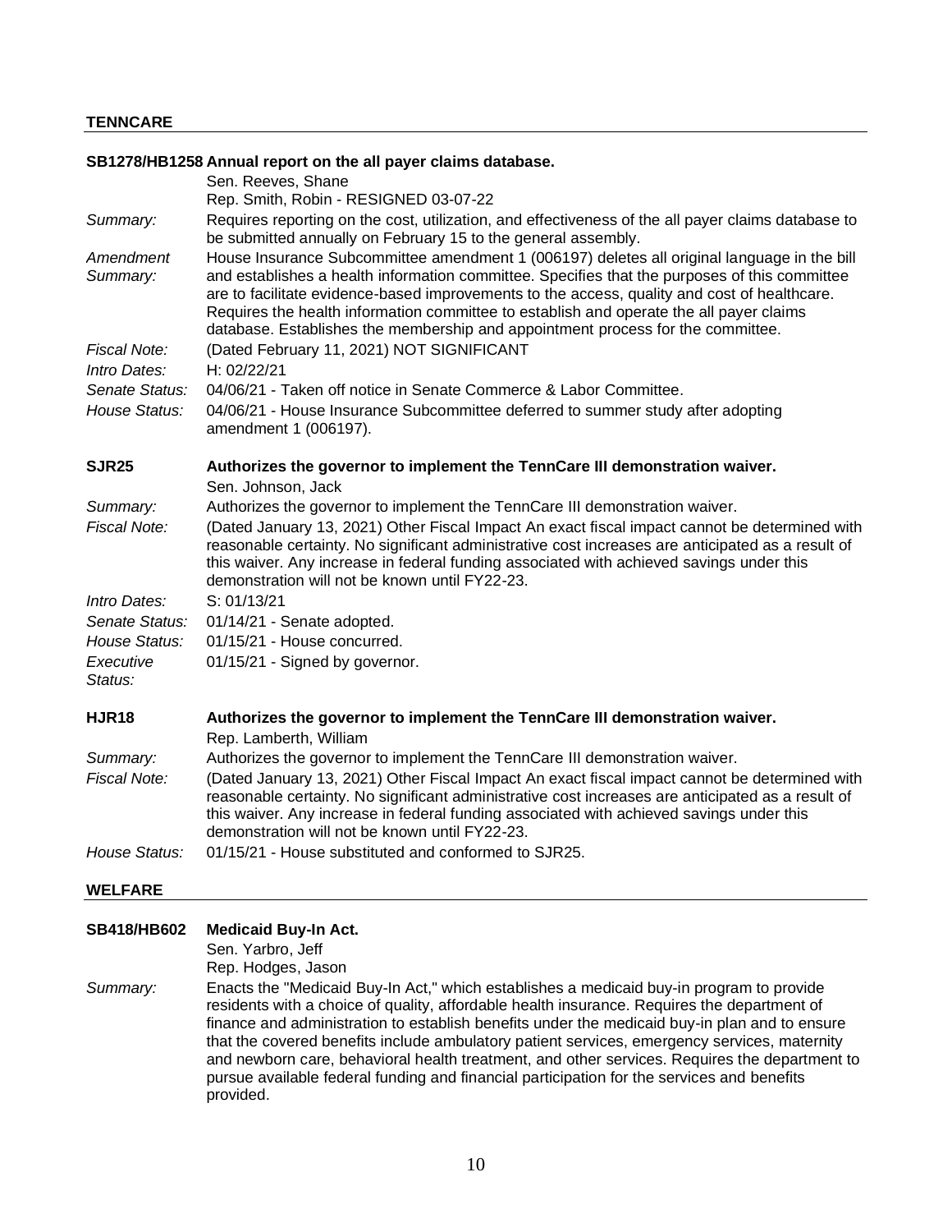## TENNCARE

**SB1278/HB1258 Annual report on the all payer claims database.**

Sen. Reeves, Shane
Rep. Smith, Robin - RESIGNED 03-07-22

*Summary:* Requires reporting on the cost, utilization, and effectiveness of the all payer claims database to be submitted annually on February 15 to the general assembly.

*Amendment Summary:* House Insurance Subcommittee amendment 1 (006197) deletes all original language in the bill and establishes a health information committee. Specifies that the purposes of this committee are to facilitate evidence-based improvements to the access, quality and cost of healthcare. Requires the health information committee to establish and operate the all payer claims database. Establishes the membership and appointment process for the committee.

*Fiscal Note:* (Dated February 11, 2021) NOT SIGNIFICANT

*Intro Dates:* H: 02/22/21

*Senate Status:* 04/06/21 - Taken off notice in Senate Commerce & Labor Committee.

*House Status:* 04/06/21 - House Insurance Subcommittee deferred to summer study after adopting amendment 1 (006197).

**SJR25 Authorizes the governor to implement the TennCare III demonstration waiver.**

Sen. Johnson, Jack

*Summary:* Authorizes the governor to implement the TennCare III demonstration waiver.

*Fiscal Note:* (Dated January 13, 2021) Other Fiscal Impact An exact fiscal impact cannot be determined with reasonable certainty. No significant administrative cost increases are anticipated as a result of this waiver. Any increase in federal funding associated with achieved savings under this demonstration will not be known until FY22-23.

*Intro Dates:* S: 01/13/21

*Senate Status:* 01/14/21 - Senate adopted.

*House Status:* 01/15/21 - House concurred.

*Executive Status:* 01/15/21 - Signed by governor.

**HJR18 Authorizes the governor to implement the TennCare III demonstration waiver.**

Rep. Lamberth, William

*Summary:* Authorizes the governor to implement the TennCare III demonstration waiver.

*Fiscal Note:* (Dated January 13, 2021) Other Fiscal Impact An exact fiscal impact cannot be determined with reasonable certainty. No significant administrative cost increases are anticipated as a result of this waiver. Any increase in federal funding associated with achieved savings under this demonstration will not be known until FY22-23.

*House Status:* 01/15/21 - House substituted and conformed to SJR25.

## WELFARE

**SB418/HB602 Medicaid Buy-In Act.**

Sen. Yarbro, Jeff
Rep. Hodges, Jason

*Summary:* Enacts the "Medicaid Buy-In Act," which establishes a medicaid buy-in program to provide residents with a choice of quality, affordable health insurance. Requires the department of finance and administration to establish benefits under the medicaid buy-in plan and to ensure that the covered benefits include ambulatory patient services, emergency services, maternity and newborn care, behavioral health treatment, and other services. Requires the department to pursue available federal funding and financial participation for the services and benefits provided.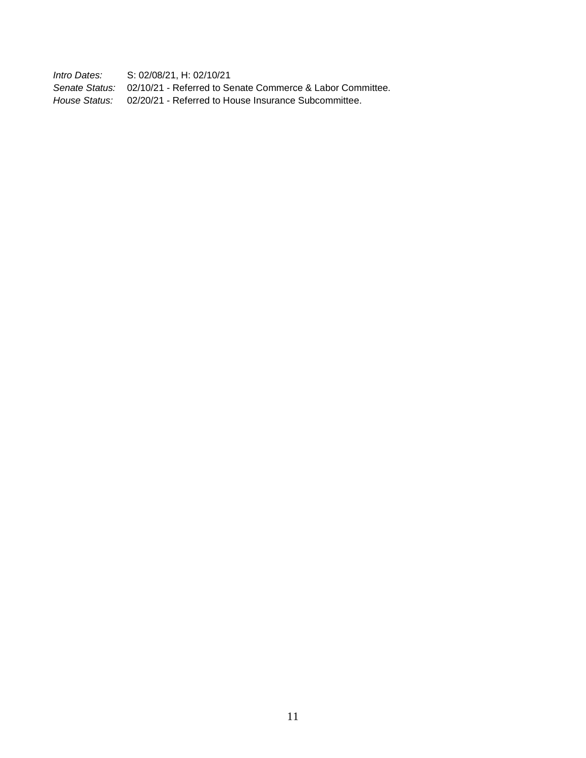*Intro Dates:* S: 02/08/21, H: 02/10/21
*Senate Status:* 02/10/21 - Referred to Senate Commerce & Labor Committee.
*House Status:* 02/20/21 - Referred to House Insurance Subcommittee.